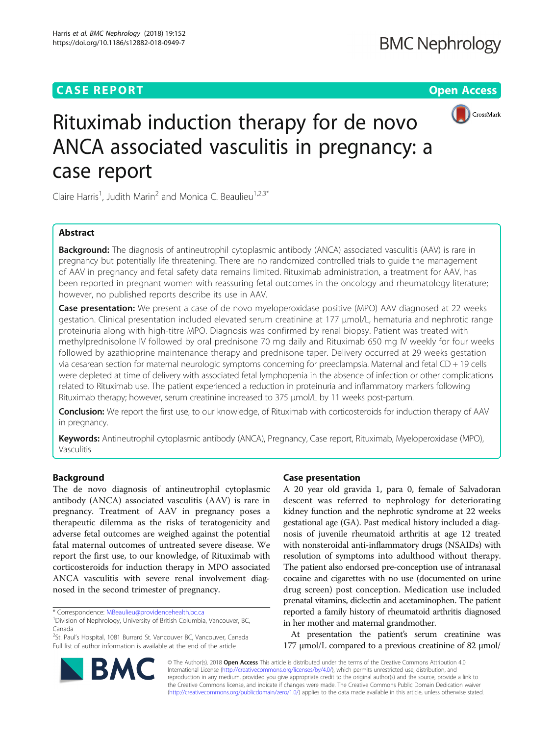CASE REPORT

Open Access

# Rituximab induction therapy for de novo ANCA associated vasculitis in pregnancy: a case report

Claire Harris[1], Judith Marin[2] and Monica C. Beaulieu[1,2,3*]

## Abstract

**Background:** The diagnosis of antineutrophil cytoplasmic antibody (ANCA) associated vasculitis (AAV) is rare in pregnancy but potentially life threatening. There are no randomized controlled trials to guide the management of AAV in pregnancy and fetal safety data remains limited. Rituximab administration, a treatment for AAV, has been reported in pregnant women with reassuring fetal outcomes in the oncology and rheumatology literature; however, no published reports describe its use in AAV.

**Case presentation:** We present a case of de novo myeloperoxidase positive (MPO) AAV diagnosed at 22 weeks gestation. Clinical presentation included elevated serum creatinine at 177 μmol/L, hematuria and nephrotic range proteinuria along with high-titre MPO. Diagnosis was confirmed by renal biopsy. Patient was treated with methylprednisolone IV followed by oral prednisone 70 mg daily and Rituximab 650 mg IV weekly for four weeks followed by azathioprine maintenance therapy and prednisone taper. Delivery occurred at 29 weeks gestation via cesarean section for maternal neurologic symptoms concerning for preeclampsia. Maternal and fetal CD + 19 cells were depleted at time of delivery with associated fetal lymphopenia in the absence of infection or other complications related to Rituximab use. The patient experienced a reduction in proteinuria and inflammatory markers following Rituximab therapy; however, serum creatinine increased to 375 μmol/L by 11 weeks post-partum.

**Conclusion:** We report the first use, to our knowledge, of Rituximab with corticosteroids for induction therapy of AAV in pregnancy.

**Keywords:** Antineutrophil cytoplasmic antibody (ANCA), Pregnancy, Case report, Rituximab, Myeloperoxidase (MPO), Vasculitis

## Background

The de novo diagnosis of antineutrophil cytoplasmic antibody (ANCA) associated vasculitis (AAV) is rare in pregnancy. Treatment of AAV in pregnancy poses a therapeutic dilemma as the risks of teratogenicity and adverse fetal outcomes are weighed against the potential fatal maternal outcomes of untreated severe disease. We report the first use, to our knowledge, of Rituximab with corticosteroids for induction therapy in MPO associated ANCA vasculitis with severe renal involvement diagnosed in the second trimester of pregnancy.

## Case presentation

A 20 year old gravida 1, para 0, female of Salvadoran descent was referred to nephrology for deteriorating kidney function and the nephrotic syndrome at 22 weeks gestational age (GA). Past medical history included a diagnosis of juvenile rheumatoid arthritis at age 12 treated with nonsteroidal anti-inflammatory drugs (NSAIDs) with resolution of symptoms into adulthood without therapy. The patient also endorsed pre-conception use of intranasal cocaine and cigarettes with no use (documented on urine drug screen) post conception. Medication use included prenatal vitamins, diclectin and acetaminophen. The patient reported a family history of rheumatoid arthritis diagnosed in her mother and maternal grandmother.

At presentation the patient's serum creatinine was 177 μmol/L compared to a previous creatinine of 82 μmol/

\* Correspondence: MBeaulieu@providencehealth.bc.ca
[1]Division of Nephrology, University of British Columbia, Vancouver, BC, Canada
[2]St. Paul's Hospital, 1081 Burrard St. Vancouver BC, Vancouver, Canada
Full list of author information is available at the end of the article

© The Author(s). 2018 **Open Access** This article is distributed under the terms of the Creative Commons Attribution 4.0 International License (http://creativecommons.org/licenses/by/4.0/), which permits unrestricted use, distribution, and reproduction in any medium, provided you give appropriate credit to the original author(s) and the source, provide a link to the Creative Commons license, and indicate if changes were made. The Creative Commons Public Domain Dedication waiver (http://creativecommons.org/publicdomain/zero/1.0/) applies to the data made available in this article, unless otherwise stated.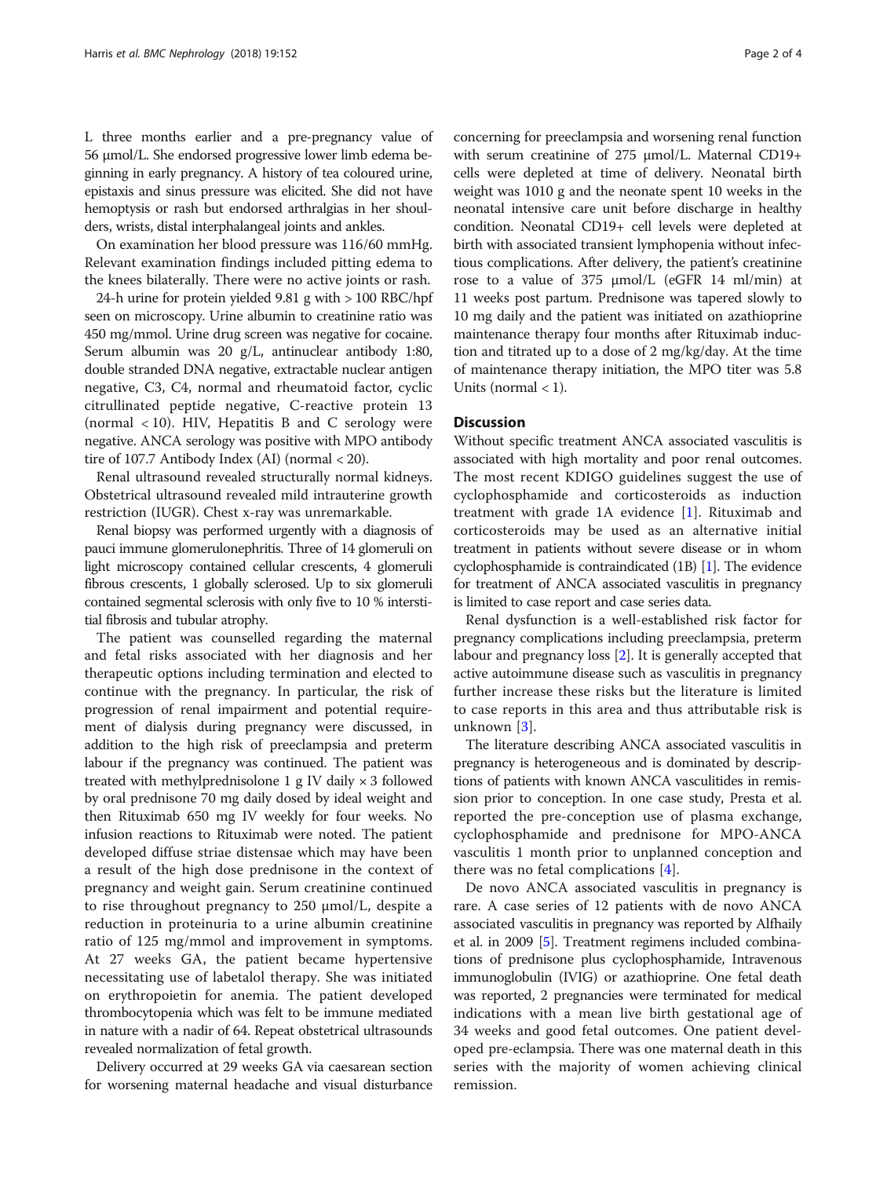L three months earlier and a pre-pregnancy value of 56 μmol/L. She endorsed progressive lower limb edema beginning in early pregnancy. A history of tea coloured urine, epistaxis and sinus pressure was elicited. She did not have hemoptysis or rash but endorsed arthralgias in her shoulders, wrists, distal interphalangeal joints and ankles.

On examination her blood pressure was 116/60 mmHg. Relevant examination findings included pitting edema to the knees bilaterally. There were no active joints or rash.

24-h urine for protein yielded 9.81 g with > 100 RBC/hpf seen on microscopy. Urine albumin to creatinine ratio was 450 mg/mmol. Urine drug screen was negative for cocaine. Serum albumin was 20 g/L, antinuclear antibody 1:80, double stranded DNA negative, extractable nuclear antigen negative, C3, C4, normal and rheumatoid factor, cyclic citrullinated peptide negative, C-reactive protein 13 (normal < 10). HIV, Hepatitis B and C serology were negative. ANCA serology was positive with MPO antibody tire of 107.7 Antibody Index (AI) (normal < 20).

Renal ultrasound revealed structurally normal kidneys. Obstetrical ultrasound revealed mild intrauterine growth restriction (IUGR). Chest x-ray was unremarkable.

Renal biopsy was performed urgently with a diagnosis of pauci immune glomerulonephritis. Three of 14 glomeruli on light microscopy contained cellular crescents, 4 glomeruli fibrous crescents, 1 globally sclerosed. Up to six glomeruli contained segmental sclerosis with only five to 10 % interstitial fibrosis and tubular atrophy.

The patient was counselled regarding the maternal and fetal risks associated with her diagnosis and her therapeutic options including termination and elected to continue with the pregnancy. In particular, the risk of progression of renal impairment and potential requirement of dialysis during pregnancy were discussed, in addition to the high risk of preeclampsia and preterm labour if the pregnancy was continued. The patient was treated with methylprednisolone 1 g IV daily × 3 followed by oral prednisone 70 mg daily dosed by ideal weight and then Rituximab 650 mg IV weekly for four weeks. No infusion reactions to Rituximab were noted. The patient developed diffuse striae distensae which may have been a result of the high dose prednisone in the context of pregnancy and weight gain. Serum creatinine continued to rise throughout pregnancy to 250 μmol/L, despite a reduction in proteinuria to a urine albumin creatinine ratio of 125 mg/mmol and improvement in symptoms. At 27 weeks GA, the patient became hypertensive necessitating use of labetalol therapy. She was initiated on erythropoietin for anemia. The patient developed thrombocytopenia which was felt to be immune mediated in nature with a nadir of 64. Repeat obstetrical ultrasounds revealed normalization of fetal growth.

Delivery occurred at 29 weeks GA via caesarean section for worsening maternal headache and visual disturbance concerning for preeclampsia and worsening renal function with serum creatinine of 275 μmol/L. Maternal CD19+ cells were depleted at time of delivery. Neonatal birth weight was 1010 g and the neonate spent 10 weeks in the neonatal intensive care unit before discharge in healthy condition. Neonatal CD19+ cell levels were depleted at birth with associated transient lymphopenia without infectious complications. After delivery, the patient's creatinine rose to a value of 375 μmol/L (eGFR 14 ml/min) at 11 weeks post partum. Prednisone was tapered slowly to 10 mg daily and the patient was initiated on azathioprine maintenance therapy four months after Rituximab induction and titrated up to a dose of 2 mg/kg/day. At the time of maintenance therapy initiation, the MPO titer was 5.8 Units (normal < 1).

## Discussion

Without specific treatment ANCA associated vasculitis is associated with high mortality and poor renal outcomes. The most recent KDIGO guidelines suggest the use of cyclophosphamide and corticosteroids as induction treatment with grade 1A evidence [1]. Rituximab and corticosteroids may be used as an alternative initial treatment in patients without severe disease or in whom cyclophosphamide is contraindicated (1B) [1]. The evidence for treatment of ANCA associated vasculitis in pregnancy is limited to case report and case series data.

Renal dysfunction is a well-established risk factor for pregnancy complications including preeclampsia, preterm labour and pregnancy loss [2]. It is generally accepted that active autoimmune disease such as vasculitis in pregnancy further increase these risks but the literature is limited to case reports in this area and thus attributable risk is unknown [3].

The literature describing ANCA associated vasculitis in pregnancy is heterogeneous and is dominated by descriptions of patients with known ANCA vasculitides in remission prior to conception. In one case study, Presta et al. reported the pre-conception use of plasma exchange, cyclophosphamide and prednisone for MPO-ANCA vasculitis 1 month prior to unplanned conception and there was no fetal complications [4].

De novo ANCA associated vasculitis in pregnancy is rare. A case series of 12 patients with de novo ANCA associated vasculitis in pregnancy was reported by Alfhaily et al. in 2009 [5]. Treatment regimens included combinations of prednisone plus cyclophosphamide, Intravenous immunoglobulin (IVIG) or azathioprine. One fetal death was reported, 2 pregnancies were terminated for medical indications with a mean live birth gestational age of 34 weeks and good fetal outcomes. One patient developed pre-eclampsia. There was one maternal death in this series with the majority of women achieving clinical remission.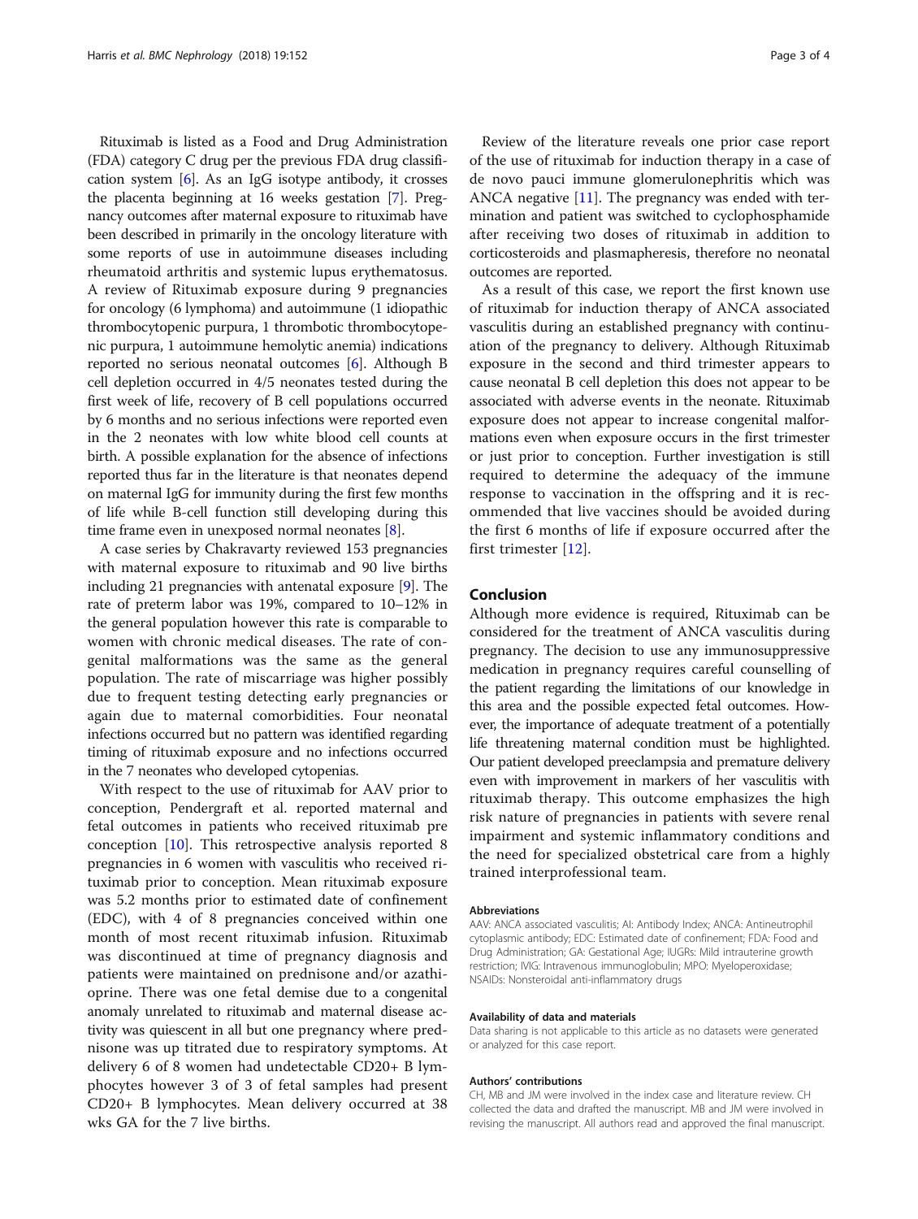Rituximab is listed as a Food and Drug Administration (FDA) category C drug per the previous FDA drug classification system [6]. As an IgG isotype antibody, it crosses the placenta beginning at 16 weeks gestation [7]. Pregnancy outcomes after maternal exposure to rituximab have been described in primarily in the oncology literature with some reports of use in autoimmune diseases including rheumatoid arthritis and systemic lupus erythematosus. A review of Rituximab exposure during 9 pregnancies for oncology (6 lymphoma) and autoimmune (1 idiopathic thrombocytopenic purpura, 1 thrombotic thrombocytopenic purpura, 1 autoimmune hemolytic anemia) indications reported no serious neonatal outcomes [6]. Although B cell depletion occurred in 4/5 neonates tested during the first week of life, recovery of B cell populations occurred by 6 months and no serious infections were reported even in the 2 neonates with low white blood cell counts at birth. A possible explanation for the absence of infections reported thus far in the literature is that neonates depend on maternal IgG for immunity during the first few months of life while B-cell function still developing during this time frame even in unexposed normal neonates [8].

A case series by Chakravarty reviewed 153 pregnancies with maternal exposure to rituximab and 90 live births including 21 pregnancies with antenatal exposure [9]. The rate of preterm labor was 19%, compared to 10–12% in the general population however this rate is comparable to women with chronic medical diseases. The rate of congenital malformations was the same as the general population. The rate of miscarriage was higher possibly due to frequent testing detecting early pregnancies or again due to maternal comorbidities. Four neonatal infections occurred but no pattern was identified regarding timing of rituximab exposure and no infections occurred in the 7 neonates who developed cytopenias.

With respect to the use of rituximab for AAV prior to conception, Pendergraft et al. reported maternal and fetal outcomes in patients who received rituximab pre conception [10]. This retrospective analysis reported 8 pregnancies in 6 women with vasculitis who received rituximab prior to conception. Mean rituximab exposure was 5.2 months prior to estimated date of confinement (EDC), with 4 of 8 pregnancies conceived within one month of most recent rituximab infusion. Rituximab was discontinued at time of pregnancy diagnosis and patients were maintained on prednisone and/or azathioprine. There was one fetal demise due to a congenital anomaly unrelated to rituximab and maternal disease activity was quiescent in all but one pregnancy where prednisone was up titrated due to respiratory symptoms. At delivery 6 of 8 women had undetectable CD20+ B lymphocytes however 3 of 3 of fetal samples had present CD20+ B lymphocytes. Mean delivery occurred at 38 wks GA for the 7 live births.

Review of the literature reveals one prior case report of the use of rituximab for induction therapy in a case of de novo pauci immune glomerulonephritis which was ANCA negative [11]. The pregnancy was ended with termination and patient was switched to cyclophosphamide after receiving two doses of rituximab in addition to corticosteroids and plasmapheresis, therefore no neonatal outcomes are reported.

As a result of this case, we report the first known use of rituximab for induction therapy of ANCA associated vasculitis during an established pregnancy with continuation of the pregnancy to delivery. Although Rituximab exposure in the second and third trimester appears to cause neonatal B cell depletion this does not appear to be associated with adverse events in the neonate. Rituximab exposure does not appear to increase congenital malformations even when exposure occurs in the first trimester or just prior to conception. Further investigation is still required to determine the adequacy of the immune response to vaccination in the offspring and it is recommended that live vaccines should be avoided during the first 6 months of life if exposure occurred after the first trimester [12].

## Conclusion

Although more evidence is required, Rituximab can be considered for the treatment of ANCA vasculitis during pregnancy. The decision to use any immunosuppressive medication in pregnancy requires careful counselling of the patient regarding the limitations of our knowledge in this area and the possible expected fetal outcomes. However, the importance of adequate treatment of a potentially life threatening maternal condition must be highlighted. Our patient developed preeclampsia and premature delivery even with improvement in markers of her vasculitis with rituximab therapy. This outcome emphasizes the high risk nature of pregnancies in patients with severe renal impairment and systemic inflammatory conditions and the need for specialized obstetrical care from a highly trained interprofessional team.

#### Abbreviations

AAV: ANCA associated vasculitis; AI: Antibody Index; ANCA: Antineutrophil cytoplasmic antibody; EDC: Estimated date of confinement; FDA: Food and Drug Administration; GA: Gestational Age; IUGRs: Mild intrauterine growth restriction; IVIG: Intravenous immunoglobulin; MPO: Myeloperoxidase; NSAIDs: Nonsteroidal anti-inflammatory drugs

#### Availability of data and materials

Data sharing is not applicable to this article as no datasets were generated or analyzed for this case report.

#### Authors' contributions

CH, MB and JM were involved in the index case and literature review. CH collected the data and drafted the manuscript. MB and JM were involved in revising the manuscript. All authors read and approved the final manuscript.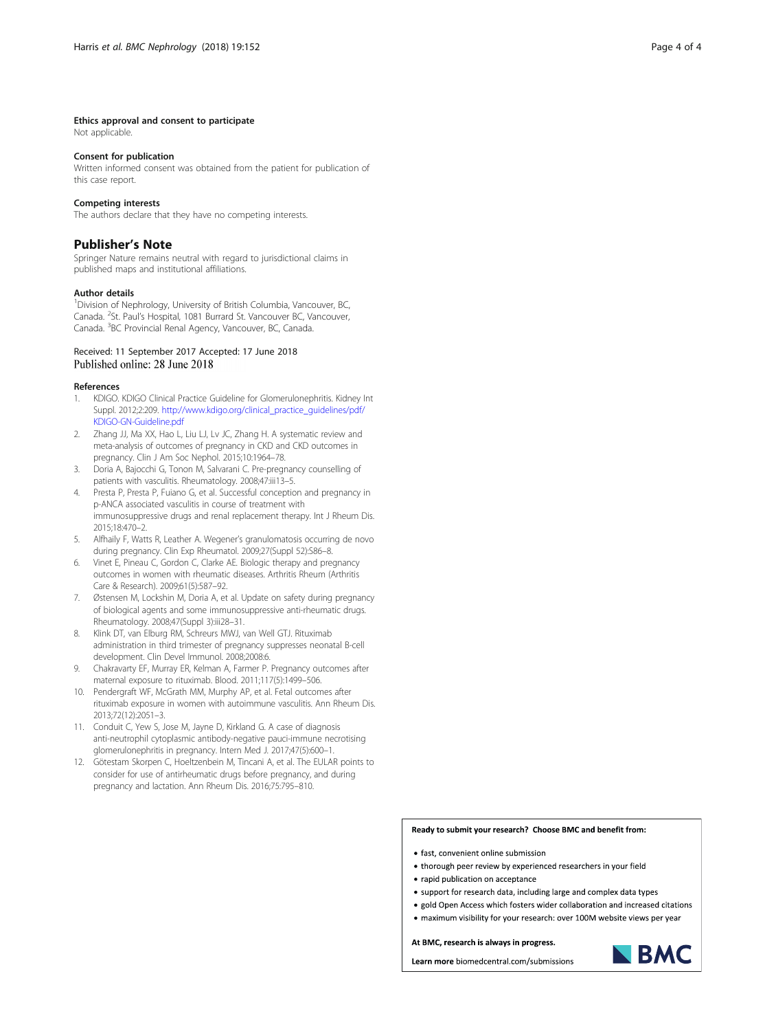#### Ethics approval and consent to participate
Not applicable.

#### Consent for publication
Written informed consent was obtained from the patient for publication of this case report.

#### Competing interests
The authors declare that they have no competing interests.

### Publisher's Note
Springer Nature remains neutral with regard to jurisdictional claims in published maps and institutional affiliations.

#### Author details
[1]Division of Nephrology, University of British Columbia, Vancouver, BC, Canada. [2]St. Paul's Hospital, 1081 Burrard St. Vancouver BC, Vancouver, Canada. [3]BC Provincial Renal Agency, Vancouver, BC, Canada.

Received: 11 September 2017 Accepted: 17 June 2018
Published online: 28 June 2018

#### References
1. KDIGO. KDIGO Clinical Practice Guideline for Glomerulonephritis. Kidney Int Suppl. 2012;2:209. http://www.kdigo.org/clinical_practice_guidelines/pdf/KDIGO-GN-Guideline.pdf
2. Zhang JJ, Ma XX, Hao L, Liu LJ, Lv JC, Zhang H. A systematic review and meta-analysis of outcomes of pregnancy in CKD and CKD outcomes in pregnancy. Clin J Am Soc Nephol. 2015;10:1964–78.
3. Doria A, Bajocchi G, Tonon M, Salvarani C. Pre-pregnancy counselling of patients with vasculitis. Rheumatology. 2008;47:iii13–5.
4. Presta P, Presta P, Fuiano G, et al. Successful conception and pregnancy in p-ANCA associated vasculitis in course of treatment with immunosuppressive drugs and renal replacement therapy. Int J Rheum Dis. 2015;18:470–2.
5. Alfhaily F, Watts R, Leather A. Wegener's granulomatosis occurring de novo during pregnancy. Clin Exp Rheumatol. 2009;27(Suppl 52):S86–8.
6. Vinet E, Pineau C, Gordon C, Clarke AE. Biologic therapy and pregnancy outcomes in women with rheumatic diseases. Arthritis Rheum (Arthritis Care & Research). 2009;61(5):587–92.
7. Østensen M, Lockshin M, Doria A, et al. Update on safety during pregnancy of biological agents and some immunosuppressive anti-rheumatic drugs. Rheumatology. 2008;47(Suppl 3):iii28–31.
8. Klink DT, van Elburg RM, Schreurs MWJ, van Well GTJ. Rituximab administration in third trimester of pregnancy suppresses neonatal B-cell development. Clin Devel Immunol. 2008;2008:6.
9. Chakravarty EF, Murray ER, Kelman A, Farmer P. Pregnancy outcomes after maternal exposure to rituximab. Blood. 2011;117(5):1499–506.
10. Pendergraft WF, McGrath MM, Murphy AP, et al. Fetal outcomes after rituximab exposure in women with autoimmune vasculitis. Ann Rheum Dis. 2013;72(12):2051–3.
11. Conduit C, Yew S, Jose M, Jayne D, Kirkland G. A case of diagnosis anti-neutrophil cytoplasmic antibody-negative pauci-immune necrotising glomerulonephritis in pregnancy. Intern Med J. 2017;47(5):600–1.
12. Götestam Skorpen C, Hoeltzenbein M, Tincani A, et al. The EULAR points to consider for use of antirheumatic drugs before pregnancy, and during pregnancy and lactation. Ann Rheum Dis. 2016;75:795–810.

**Ready to submit your research? Choose BMC and benefit from:**

- fast, convenient online submission
- thorough peer review by experienced researchers in your field
- rapid publication on acceptance
- support for research data, including large and complex data types
- gold Open Access which fosters wider collaboration and increased citations
- maximum visibility for your research: over 100M website views per year

**At BMC, research is always in progress.**

**Learn more** biomedcentral.com/submissions

BMC